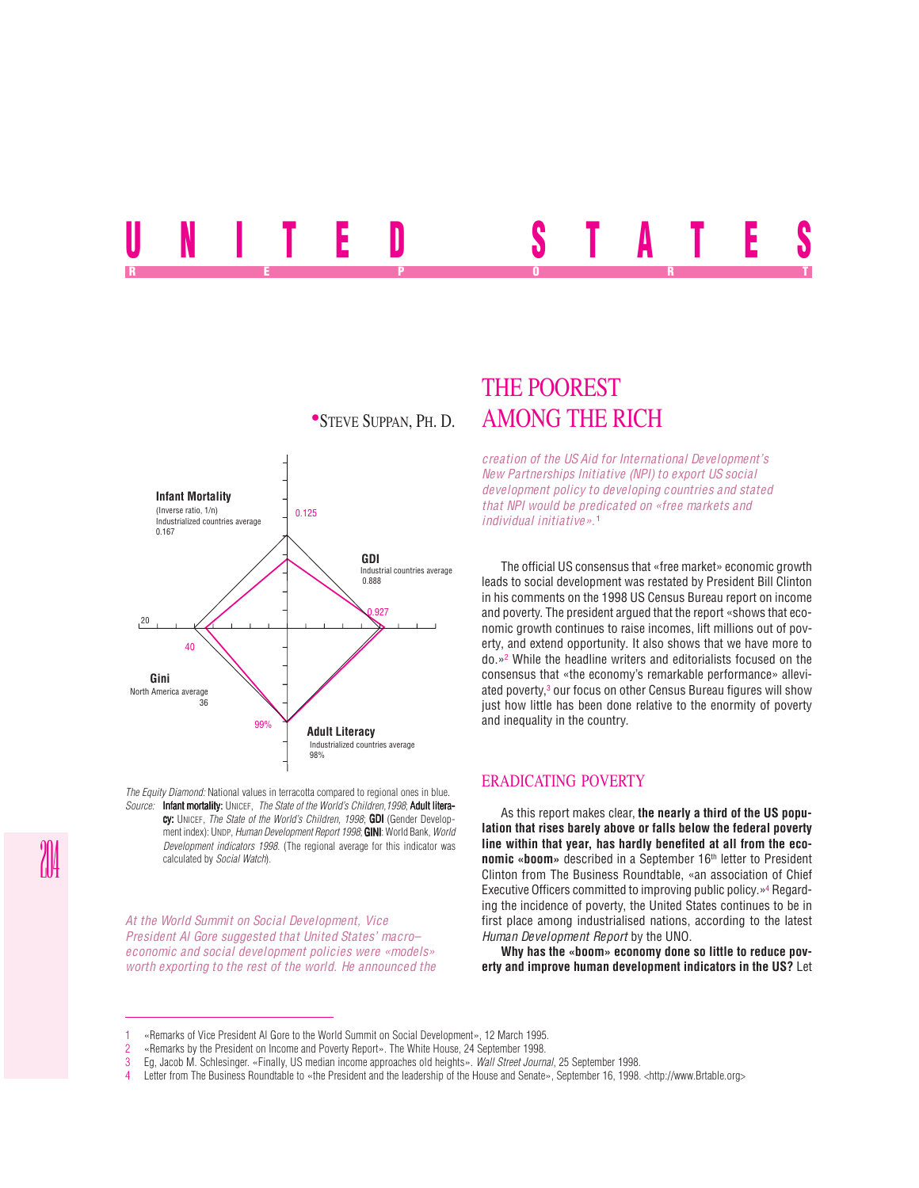# UNITED STATES

REPORT

## THE POOREST AMONG THE RICH

•STEVE SUPPAN, PH. D.

Infant Mortality (Inverse ratio, 1/n) Industrialized countries average 0.167 — 0.125

GDI Industrial countries average 0.888 — 0.927

Gini North America average 36 — 40

Adult Literacy Industrialized countries average 98% — 99%

*The Equity Diamond:* National values in terracotta compared to regional ones in blue.

*Source:* **Infant mortality:** UNICEF, *The State of the World's Children,1998*; **Adult literacy:** UNICEF, *The State of the World's Children, 1998*; **GDI** (Gender Development index): UNDP, *Human Development Report 1998*; **GINI**: World Bank, *World Development indicators 1998*. (The regional average for this indicator was calculated by *Social Watch*).

*At the World Summit on Social Development, Vice President Al Gore suggested that United States' macro–economic and social development policies were «models» worth exporting to the rest of the world. He announced the creation of the US Aid for International Development's New Partnerships Initiative (NPI) to export US social development policy to developing countries and stated that NPI would be predicated on «free markets and individual initiative».*[1]

The official US consensus that «free market» economic growth leads to social development was restated by President Bill Clinton in his comments on the 1998 US Census Bureau report on income and poverty. The president argued that the report «shows that economic growth continues to raise incomes, lift millions out of poverty, and extend opportunity. It also shows that we have more to do.»[2] While the headline writers and editorialists focused on the consensus that «the economy's remarkable performance» alleviated poverty,[3] our focus on other Census Bureau figures will show just how little has been done relative to the enormity of poverty and inequality in the country.

## ERADICATING POVERTY

As this report makes clear, **the nearly a third of the US population that rises barely above or falls below the federal poverty line within that year, has hardly benefited at all from the economic «boom»** described in a September 16th letter to President Clinton from The Business Roundtable, «an association of Chief Executive Officers committed to improving public policy.»[4] Regarding the incidence of poverty, the United States continues to be in first place among industrialised nations, according to the latest *Human Development Report* by the UNO.

**Why has the «boom» economy done so little to reduce poverty and improve human development indicators in the US?** Let

---

1 «Remarks of Vice President Al Gore to the World Summit on Social Development», 12 March 1995.

2 «Remarks by the President on Income and Poverty Report». The White House, 24 September 1998.

3 Eg, Jacob M. Schlesinger. «Finally, US median income approaches old heights». *Wall Street Journal*, 25 September 1998.

4 Letter from The Business Roundtable to «the President and the leadership of the House and Senate», September 16, 1998. <http://www.Brtable.org>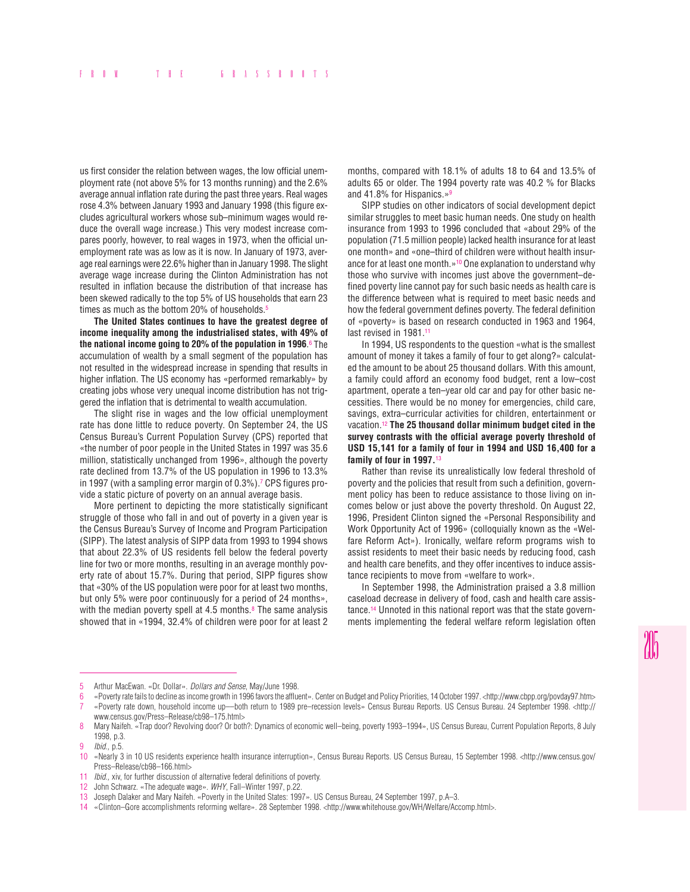us first consider the relation between wages, the low official unemployment rate (not above 5% for 13 months running) and the 2.6% average annual inflation rate during the past three years. Real wages rose 4.3% between January 1993 and January 1998 (this figure excludes agricultural workers whose sub–minimum wages would reduce the overall wage increase.) This very modest increase compares poorly, however, to real wages in 1973, when the official unemployment rate was as low as it is now. In January of 1973, average real earnings were 22.6% higher than in January 1998. The slight average wage increase during the Clinton Administration has not resulted in inflation because the distribution of that increase has been skewed radically to the top 5% of US households that earn 23 times as much as the bottom 20% of households.[5]

**The United States continues to have the greatest degree of income inequality among the industrialised states, with 49% of the national income going to 20% of the population in 1996**.[6] The accumulation of wealth by a small segment of the population has not resulted in the widespread increase in spending that results in higher inflation. The US economy has «performed remarkably» by creating jobs whose very unequal income distribution has not triggered the inflation that is detrimental to wealth accumulation.

The slight rise in wages and the low official unemployment rate has done little to reduce poverty. On September 24, the US Census Bureau's Current Population Survey (CPS) reported that «the number of poor people in the United States in 1997 was 35.6 million, statistically unchanged from 1996», although the poverty rate declined from 13.7% of the US population in 1996 to 13.3% in 1997 (with a sampling error margin of 0.3%).[7] CPS figures provide a static picture of poverty on an annual average basis.

More pertinent to depicting the more statistically significant struggle of those who fall in and out of poverty in a given year is the Census Bureau's Survey of Income and Program Participation (SIPP). The latest analysis of SIPP data from 1993 to 1994 shows that about 22.3% of US residents fell below the federal poverty line for two or more months, resulting in an average monthly poverty rate of about 15.7%. During that period, SIPP figures show that «30% of the US population were poor for at least two months, but only 5% were poor continuously for a period of 24 months», with the median poverty spell at 4.5 months.[8] The same analysis showed that in «1994, 32.4% of children were poor for at least 2 months, compared with 18.1% of adults 18 to 64 and 13.5% of adults 65 or older. The 1994 poverty rate was 40.2 % for Blacks and 41.8% for Hispanics.»[9]

SIPP studies on other indicators of social development depict similar struggles to meet basic human needs. One study on health insurance from 1993 to 1996 concluded that «about 29% of the population (71.5 million people) lacked health insurance for at least one month» and «one–third of children were without health insurance for at least one month.»[10] One explanation to understand why those who survive with incomes just above the government–defined poverty line cannot pay for such basic needs as health care is the difference between what is required to meet basic needs and how the federal government defines poverty. The federal definition of «poverty» is based on research conducted in 1963 and 1964, last revised in 1981.[11]

In 1994, US respondents to the question «what is the smallest amount of money it takes a family of four to get along?» calculated the amount to be about 25 thousand dollars. With this amount, a family could afford an economy food budget, rent a low–cost apartment, operate a ten–year old car and pay for other basic necessities. There would be no money for emergencies, child care, savings, extra–curricular activities for children, entertainment or vacation.[12] **The 25 thousand dollar minimum budget cited in the survey contrasts with the official average poverty threshold of USD 15,141 for a family of four in 1994 and USD 16,400 for a family of four in 1997.**[13]

Rather than revise its unrealistically low federal threshold of poverty and the policies that result from such a definition, government policy has been to reduce assistance to those living on incomes below or just above the poverty threshold. On August 22, 1996, President Clinton signed the «Personal Responsibility and Work Opportunity Act of 1996» (colloquially known as the «Welfare Reform Act»). Ironically, welfare reform programs wish to assist residents to meet their basic needs by reducing food, cash and health care benefits, and they offer incentives to induce assistance recipients to move from «welfare to work».

In September 1998, the Administration praised a 3.8 million caseload decrease in delivery of food, cash and health care assistance.[14] Unnoted in this national report was that the state governments implementing the federal welfare reform legislation often

---

5 Arthur MacEwan. «Dr. Dollar». *Dollars and Sense*, May/June 1998.

6 «Poverty rate fails to decline as income growth in 1996 favors the affluent». Center on Budget and Policy Priorities, 14 October 1997. <http://www.cbpp.org/povday97.htm>

7 «Poverty rate down, household income up—both return to 1989 pre–recession levels» Census Bureau Reports. US Census Bureau. 24 September 1998. <http://www.census.gov/Press–Release/cb98–175.html>

8 Mary Naifeh. «Trap door? Revolving door? Or both?: Dynamics of economic well–being, poverty 1993–1994», US Census Bureau, Current Population Reports, 8 July 1998, p.3.

9 *Ibid.*, p.5.

10 «Nearly 3 in 10 US residents experience health insurance interruption», Census Bureau Reports. US Census Bureau, 15 September 1998. <http://www.census.gov/Press–Release/cb98–166.html>

11 *Ibid.*, xiv, for further discussion of alternative federal definitions of poverty.

12 John Schwarz. «The adequate wage». *WHY*, Fall–Winter 1997, p.22.

13 Joseph Dalaker and Mary Naifeh. «Poverty in the United States: 1997». US Census Bureau, 24 September 1997, p.A–3.

14 «Clinton–Gore accomplishments reforming welfare». 28 September 1998. <http://www.whitehouse.gov/WH/Welfare/Accomp.html>.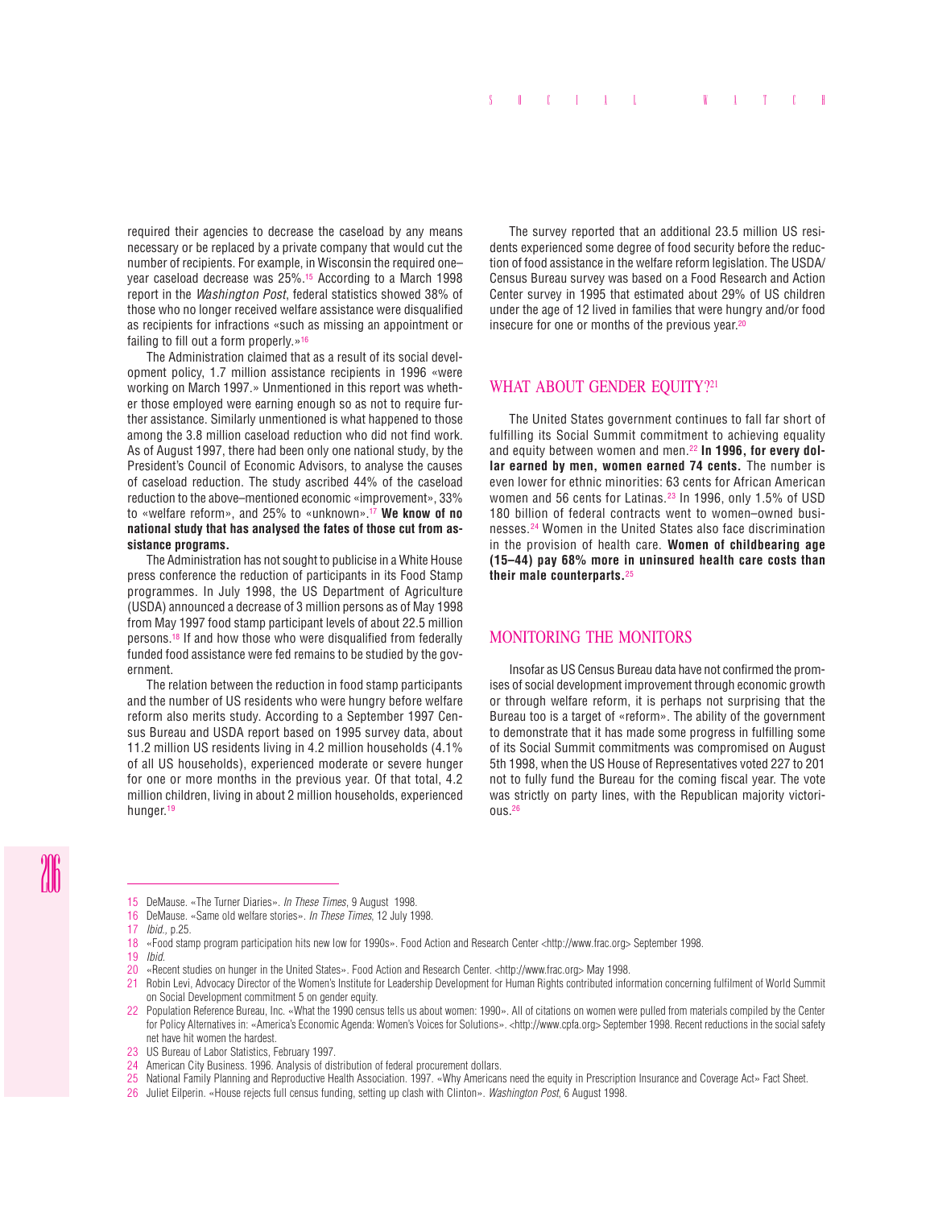required their agencies to decrease the caseload by any means necessary or be replaced by a private company that would cut the number of recipients. For example, in Wisconsin the required one–year caseload decrease was 25%.[15] According to a March 1998 report in the *Washington Post*, federal statistics showed 38% of those who no longer received welfare assistance were disqualified as recipients for infractions «such as missing an appointment or failing to fill out a form properly.»[16]

The Administration claimed that as a result of its social development policy, 1.7 million assistance recipients in 1996 «were working on March 1997.» Unmentioned in this report was whether those employed were earning enough so as not to require further assistance. Similarly unmentioned is what happened to those among the 3.8 million caseload reduction who did not find work. As of August 1997, there had been only one national study, by the President's Council of Economic Advisors, to analyse the causes of caseload reduction. The study ascribed 44% of the caseload reduction to the above–mentioned economic «improvement», 33% to «welfare reform», and 25% to «unknown».[17] **We know of no national study that has analysed the fates of those cut from assistance programs.**

The Administration has not sought to publicise in a White House press conference the reduction of participants in its Food Stamp programmes. In July 1998, the US Department of Agriculture (USDA) announced a decrease of 3 million persons as of May 1998 from May 1997 food stamp participant levels of about 22.5 million persons.[18] If and how those who were disqualified from federally funded food assistance were fed remains to be studied by the government.

The relation between the reduction in food stamp participants and the number of US residents who were hungry before welfare reform also merits study. According to a September 1997 Census Bureau and USDA report based on 1995 survey data, about 11.2 million US residents living in 4.2 million households (4.1% of all US households), experienced moderate or severe hunger for one or more months in the previous year. Of that total, 4.2 million children, living in about 2 million households, experienced hunger.[19]

The survey reported that an additional 23.5 million US residents experienced some degree of food security before the reduction of food assistance in the welfare reform legislation. The USDA/Census Bureau survey was based on a Food Research and Action Center survey in 1995 that estimated about 29% of US children under the age of 12 lived in families that were hungry and/or food insecure for one or months of the previous year.[20]

## WHAT ABOUT GENDER EQUITY?[21]

The United States government continues to fall far short of fulfilling its Social Summit commitment to achieving equality and equity between women and men.[22] **In 1996, for every dollar earned by men, women earned 74 cents.** The number is even lower for ethnic minorities: 63 cents for African American women and 56 cents for Latinas.[23] In 1996, only 1.5% of USD 180 billion of federal contracts went to women–owned businesses.[24] Women in the United States also face discrimination in the provision of health care. **Women of childbearing age (15–44) pay 68% more in uninsured health care costs than their male counterparts.**[25]

## MONITORING THE MONITORS

Insofar as US Census Bureau data have not confirmed the promises of social development improvement through economic growth or through welfare reform, it is perhaps not surprising that the Bureau too is a target of «reform». The ability of the government to demonstrate that it has made some progress in fulfilling some of its Social Summit commitments was compromised on August 5th 1998, when the US House of Representatives voted 227 to 201 not to fully fund the Bureau for the coming fiscal year. The vote was strictly on party lines, with the Republican majority victorious.[26]

---

15 DeMause. «The Turner Diaries». *In These Times*, 9 August 1998.

16 DeMause. «Same old welfare stories». *In These Times*, 12 July 1998.

17 *Ibid.,* p.25.

18 «Food stamp program participation hits new low for 1990s». Food Action and Research Center <http://www.frac.org> September 1998.

19 *Ibid.*

20 «Recent studies on hunger in the United States». Food Action and Research Center. <http://www.frac.org> May 1998.

21 Robin Levi, Advocacy Director of the Women's Institute for Leadership Development for Human Rights contributed information concerning fulfilment of World Summit on Social Development commitment 5 on gender equity.

22 Population Reference Bureau, Inc. «What the 1990 census tells us about women: 1990». All of citations on women were pulled from materials compiled by the Center for Policy Alternatives in: «America's Economic Agenda: Women's Voices for Solutions». <http://www.cpfa.org> September 1998. Recent reductions in the social safety net have hit women the hardest.

23 US Bureau of Labor Statistics, February 1997.

24 American City Business. 1996. Analysis of distribution of federal procurement dollars.

25 National Family Planning and Reproductive Health Association. 1997. «Why Americans need the equity in Prescription Insurance and Coverage Act» Fact Sheet.

26 Juliet Eilperin. «House rejects full census funding, setting up clash with Clinton». *Washington Post*, 6 August 1998.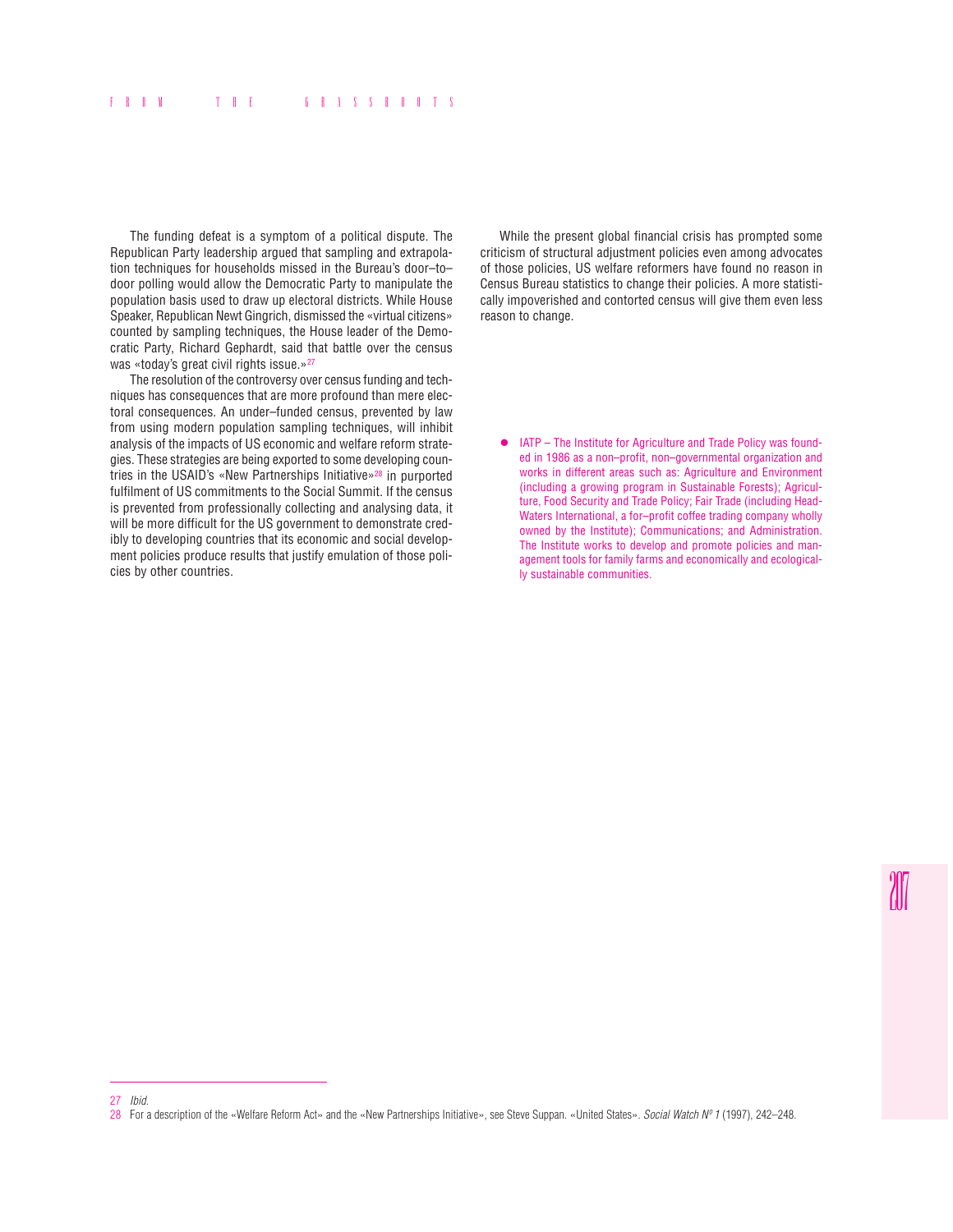The funding defeat is a symptom of a political dispute. The Republican Party leadership argued that sampling and extrapolation techniques for households missed in the Bureau's door–to–door polling would allow the Democratic Party to manipulate the population basis used to draw up electoral districts. While House Speaker, Republican Newt Gingrich, dismissed the «virtual citizens» counted by sampling techniques, the House leader of the Democratic Party, Richard Gephardt, said that battle over the census was «today's great civil rights issue.»[27]

The resolution of the controversy over census funding and techniques has consequences that are more profound than mere electoral consequences. An under–funded census, prevented by law from using modern population sampling techniques, will inhibit analysis of the impacts of US economic and welfare reform strategies. These strategies are being exported to some developing countries in the USAID's «New Partnerships Initiative»[28] in purported fulfilment of US commitments to the Social Summit. If the census is prevented from professionally collecting and analysing data, it will be more difficult for the US government to demonstrate credibly to developing countries that its economic and social development policies produce results that justify emulation of those policies by other countries.

While the present global financial crisis has prompted some criticism of structural adjustment policies even among advocates of those policies, US welfare reformers have found no reason in Census Bureau statistics to change their policies. A more statistically impoverished and contorted census will give them even less reason to change.

- IATP – The Institute for Agriculture and Trade Policy was founded in 1986 as a non–profit, non–governmental organization and works in different areas such as: Agriculture and Environment (including a growing program in Sustainable Forests); Agriculture, Food Security and Trade Policy; Fair Trade (including Head-Waters International, a for–profit coffee trading company wholly owned by the Institute); Communications; and Administration. The Institute works to develop and promote policies and management tools for family farms and economically and ecologically sustainable communities.

---

27 *Ibid.*

28 For a description of the «Welfare Reform Act» and the «New Partnerships Initiative», see Steve Suppan. «United States». *Social Watch Nº 1* (1997), 242–248.